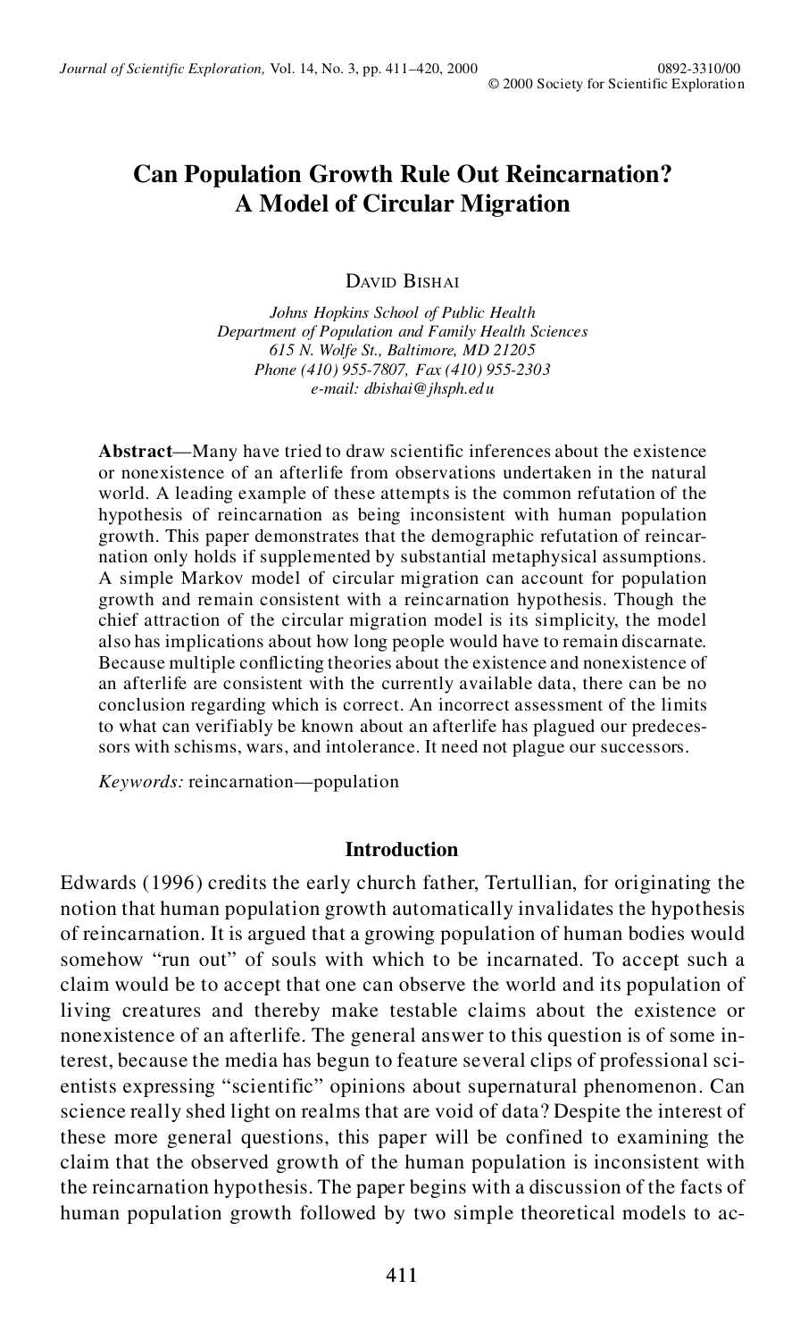# Can Population Growth Rule Out Reincarnation? A Model of Circular Migration

DAVID BISHAI

*Johns Hopkins School of Public Health*
*Department of Population and Family Health Sciences*
*615 N. Wolfe St., Baltimore, MD 21205*
*Phone (410) 955-7807, Fax (410) 955-2303*
*e-mail: dbishai@jhsph.edu*

**Abstract**—Many have tried to draw scientific inferences about the existence or nonexistence of an afterlife from observations undertaken in the natural world. A leading example of these attempts is the common refutation of the hypothesis of reincarnation as being inconsistent with human population growth. This paper demonstrates that the demographic refutation of reincarnation only holds if supplemented by substantial metaphysical assumptions. A simple Markov model of circular migration can account for population growth and remain consistent with a reincarnation hypothesis. Though the chief attraction of the circular migration model is its simplicity, the model also has implications about how long people would have to remain discarnate. Because multiple conflicting theories about the existence and nonexistence of an afterlife are consistent with the currently available data, there can be no conclusion regarding which is correct. An incorrect assessment of the limits to what can verifiably be known about an afterlife has plagued our predecessors with schisms, wars, and intolerance. It need not plague our successors.

*Keywords:* reincarnation—population

## Introduction

Edwards (1996) credits the early church father, Tertullian, for originating the notion that human population growth automatically invalidates the hypothesis of reincarnation. It is argued that a growing population of human bodies would somehow "run out" of souls with which to be incarnated. To accept such a claim would be to accept that one can observe the world and its population of living creatures and thereby make testable claims about the existence or nonexistence of an afterlife. The general answer to this question is of some interest, because the media has begun to feature several clips of professional scientists expressing "scientific" opinions about supernatural phenomenon. Can science really shed light on realms that are void of data? Despite the interest of these more general questions, this paper will be confined to examining the claim that the observed growth of the human population is inconsistent with the reincarnation hypothesis. The paper begins with a discussion of the facts of human population growth followed by two simple theoretical models to ac-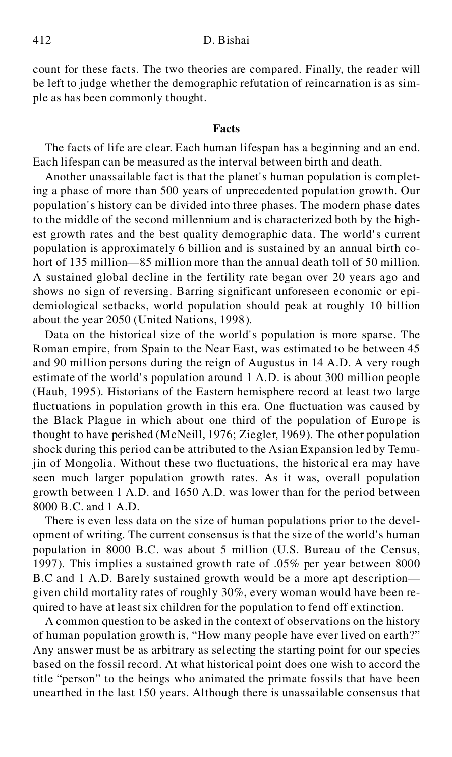count for these facts. The two theories are compared. Finally, the reader will be left to judge whether the demographic refutation of reincarnation is as simple as has been commonly thought.

## Facts

The facts of life are clear. Each human lifespan has a beginning and an end. Each lifespan can be measured as the interval between birth and death.

Another unassailable fact is that the planet's human population is completing a phase of more than 500 years of unprecedented population growth. Our population's history can be divided into three phases. The modern phase dates to the middle of the second millennium and is characterized both by the highest growth rates and the best quality demographic data. The world's current population is approximately 6 billion and is sustained by an annual birth cohort of 135 million—85 million more than the annual death toll of 50 million. A sustained global decline in the fertility rate began over 20 years ago and shows no sign of reversing. Barring significant unforeseen economic or epidemiological setbacks, world population should peak at roughly 10 billion about the year 2050 (United Nations, 1998).

Data on the historical size of the world's population is more sparse. The Roman empire, from Spain to the Near East, was estimated to be between 45 and 90 million persons during the reign of Augustus in 14 A.D. A very rough estimate of the world's population around 1 A.D. is about 300 million people (Haub, 1995). Historians of the Eastern hemisphere record at least two large fluctuations in population growth in this era. One fluctuation was caused by the Black Plague in which about one third of the population of Europe is thought to have perished (McNeill, 1976; Ziegler, 1969). The other population shock during this period can be attributed to the Asian Expansion led by Temujin of Mongolia. Without these two fluctuations, the historical era may have seen much larger population growth rates. As it was, overall population growth between 1 A.D. and 1650 A.D. was lower than for the period between 8000 B.C. and 1 A.D.

There is even less data on the size of human populations prior to the development of writing. The current consensus is that the size of the world's human population in 8000 B.C. was about 5 million (U.S. Bureau of the Census, 1997). This implies a sustained growth rate of .05% per year between 8000 B.C and 1 A.D. Barely sustained growth would be a more apt description—given child mortality rates of roughly 30%, every woman would have been required to have at least six children for the population to fend off extinction.

A common question to be asked in the context of observations on the history of human population growth is, "How many people have ever lived on earth?" Any answer must be as arbitrary as selecting the starting point for our species based on the fossil record. At what historical point does one wish to accord the title "person" to the beings who animated the primate fossils that have been unearthed in the last 150 years. Although there is unassailable consensus that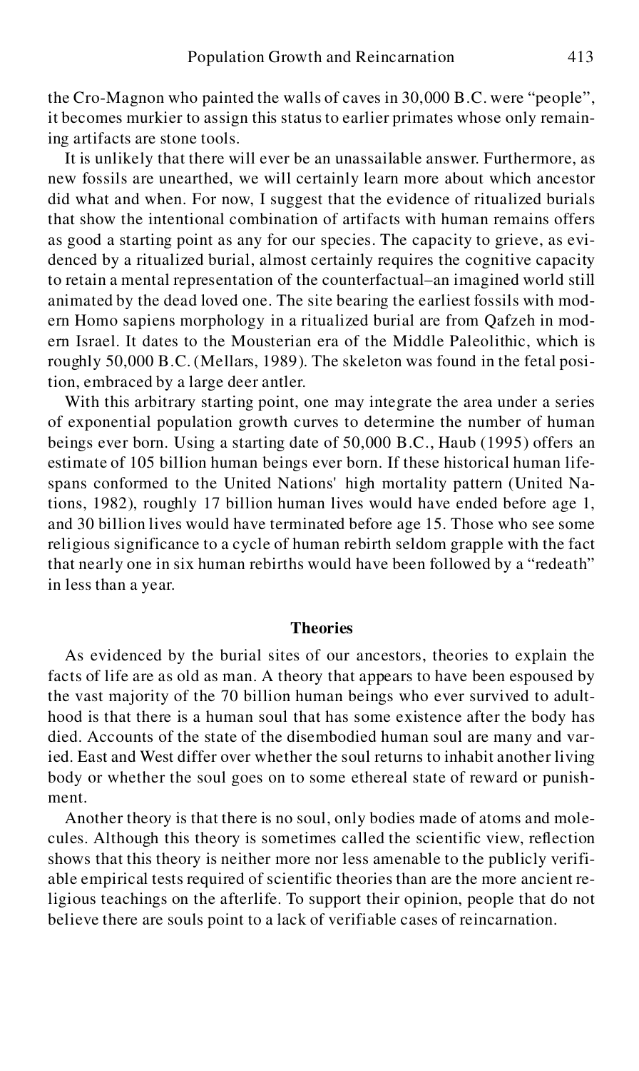the Cro-Magnon who painted the walls of caves in 30,000 B.C. were "people", it becomes murkier to assign this status to earlier primates whose only remaining artifacts are stone tools.

It is unlikely that there will ever be an unassailable answer. Furthermore, as new fossils are unearthed, we will certainly learn more about which ancestor did what and when. For now, I suggest that the evidence of ritualized burials that show the intentional combination of artifacts with human remains offers as good a starting point as any for our species. The capacity to grieve, as evidenced by a ritualized burial, almost certainly requires the cognitive capacity to retain a mental representation of the counterfactual–an imagined world still animated by the dead loved one. The site bearing the earliest fossils with modern Homo sapiens morphology in a ritualized burial are from Qafzeh in modern Israel. It dates to the Mousterian era of the Middle Paleolithic, which is roughly 50,000 B.C. (Mellars, 1989). The skeleton was found in the fetal position, embraced by a large deer antler.

With this arbitrary starting point, one may integrate the area under a series of exponential population growth curves to determine the number of human beings ever born. Using a starting date of 50,000 B.C., Haub (1995) offers an estimate of 105 billion human beings ever born. If these historical human lifespans conformed to the United Nations' high mortality pattern (United Nations, 1982), roughly 17 billion human lives would have ended before age 1, and 30 billion lives would have terminated before age 15. Those who see some religious significance to a cycle of human rebirth seldom grapple with the fact that nearly one in six human rebirths would have been followed by a "redeath" in less than a year.

## Theories

As evidenced by the burial sites of our ancestors, theories to explain the facts of life are as old as man. A theory that appears to have been espoused by the vast majority of the 70 billion human beings who ever survived to adulthood is that there is a human soul that has some existence after the body has died. Accounts of the state of the disembodied human soul are many and varied. East and West differ over whether the soul returns to inhabit another living body or whether the soul goes on to some ethereal state of reward or punishment.

Another theory is that there is no soul, only bodies made of atoms and molecules. Although this theory is sometimes called the scientific view, reflection shows that this theory is neither more nor less amenable to the publicly verifiable empirical tests required of scientific theories than are the more ancient religious teachings on the afterlife. To support their opinion, people that do not believe there are souls point to a lack of verifiable cases of reincarnation.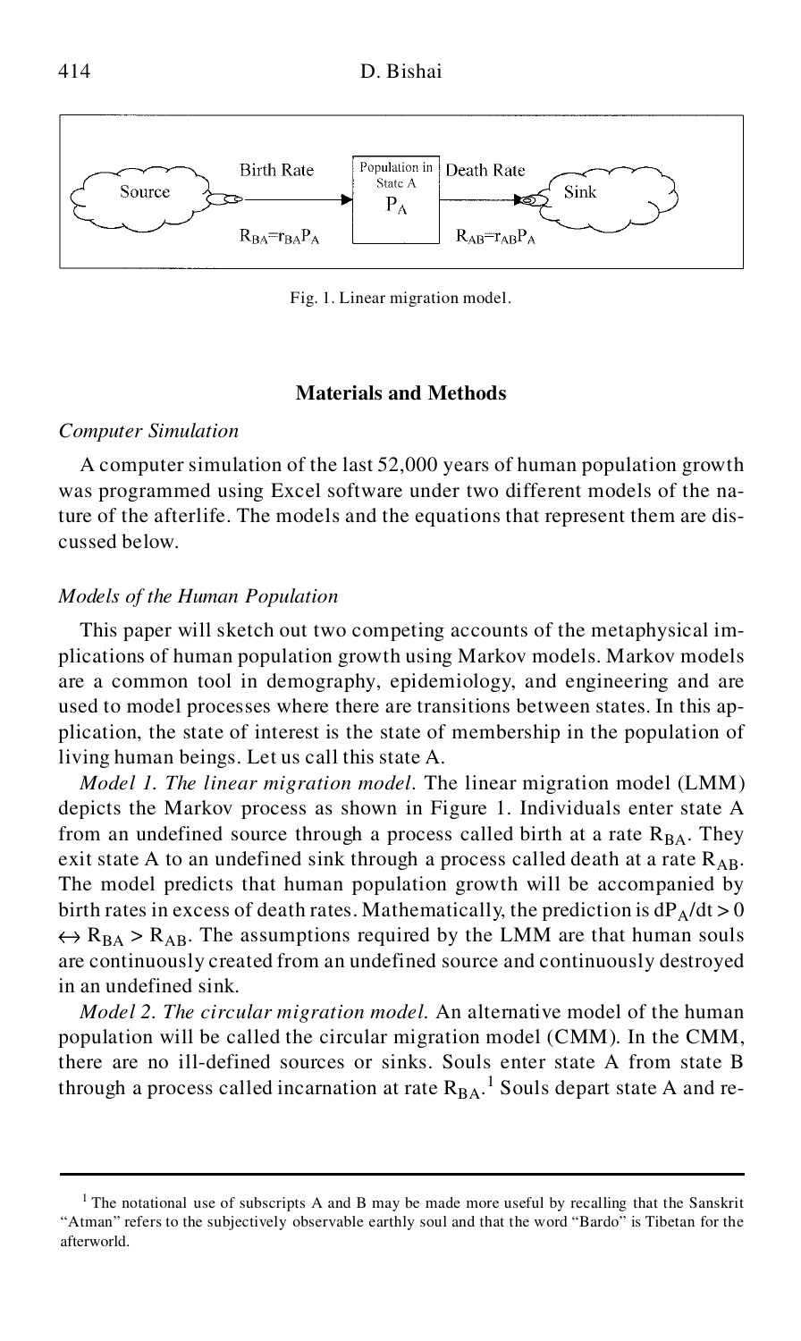Source → Birth Rate $R_{BA}=r_{BA}P_A$ → Population in State A $P_A$ → Death Rate $R_{AB}=r_{AB}P_A$ → Sink

Fig. 1. Linear migration model.

## Materials and Methods

### *Computer Simulation*

A computer simulation of the last 52,000 years of human population growth was programmed using Excel software under two different models of the nature of the afterlife. The models and the equations that represent them are discussed below.

### *Models of the Human Population*

This paper will sketch out two competing accounts of the metaphysical implications of human population growth using Markov models. Markov models are a common tool in demography, epidemiology, and engineering and are used to model processes where there are transitions between states. In this application, the state of interest is the state of membership in the population of living human beings. Let us call this state A.

*Model 1. The linear migration model.* The linear migration model (LMM) depicts the Markov process as shown in Figure 1. Individuals enter state A from an undefined source through a process called birth at a rate $R_{BA}$. They exit state A to an undefined sink through a process called death at a rate $R_{AB}$. The model predicts that human population growth will be accompanied by birth rates in excess of death rates. Mathematically, the prediction is $dP_A/dt > 0 \leftrightarrow R_{BA} > R_{AB}$. The assumptions required by the LMM are that human souls are continuously created from an undefined source and continuously destroyed in an undefined sink.

*Model 2. The circular migration model.* An alternative model of the human population will be called the circular migration model (CMM). In the CMM, there are no ill-defined sources or sinks. Souls enter state A from state B through a process called incarnation at rate $R_{BA}$.[1] Souls depart state A and re-

[1] The notational use of subscripts A and B may be made more useful by recalling that the Sanskrit "Atman" refers to the subjectively observable earthly soul and that the word "Bardo" is Tibetan for the afterworld.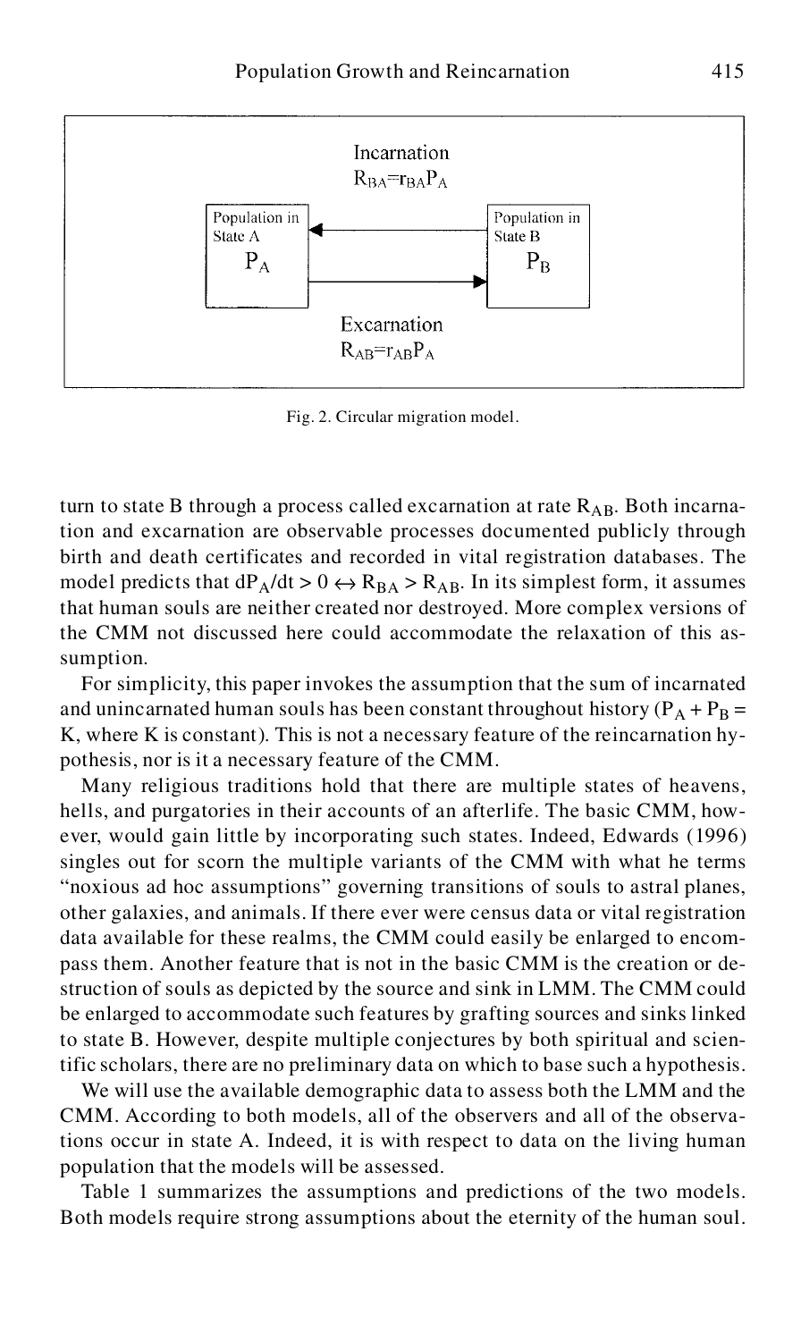Incarnation

$R_{BA}=r_{BA}P_A$

Population in State A

$P_A$

Population in State B

$P_B$

Excarnation

$R_{AB}=r_{AB}P_A$

Fig. 2. Circular migration model.

turn to state B through a process called excarnation at rate $R_{AB}$. Both incarnation and excarnation are observable processes documented publicly through birth and death certificates and recorded in vital registration databases. The model predicts that $dP_A/dt > 0 \leftrightarrow R_{BA} > R_{AB}$. In its simplest form, it assumes that human souls are neither created nor destroyed. More complex versions of the CMM not discussed here could accommodate the relaxation of this assumption.

For simplicity, this paper invokes the assumption that the sum of incarnated and unincarnated human souls has been constant throughout history ($P_A + P_B = K$, where K is constant). This is not a necessary feature of the reincarnation hypothesis, nor is it a necessary feature of the CMM.

Many religious traditions hold that there are multiple states of heavens, hells, and purgatories in their accounts of an afterlife. The basic CMM, however, would gain little by incorporating such states. Indeed, Edwards (1996) singles out for scorn the multiple variants of the CMM with what he terms "noxious ad hoc assumptions" governing transitions of souls to astral planes, other galaxies, and animals. If there ever were census data or vital registration data available for these realms, the CMM could easily be enlarged to encompass them. Another feature that is not in the basic CMM is the creation or destruction of souls as depicted by the source and sink in LMM. The CMM could be enlarged to accommodate such features by grafting sources and sinks linked to state B. However, despite multiple conjectures by both spiritual and scientific scholars, there are no preliminary data on which to base such a hypothesis.

We will use the available demographic data to assess both the LMM and the CMM. According to both models, all of the observers and all of the observations occur in state A. Indeed, it is with respect to data on the living human population that the models will be assessed.

Table 1 summarizes the assumptions and predictions of the two models. Both models require strong assumptions about the eternity of the human soul.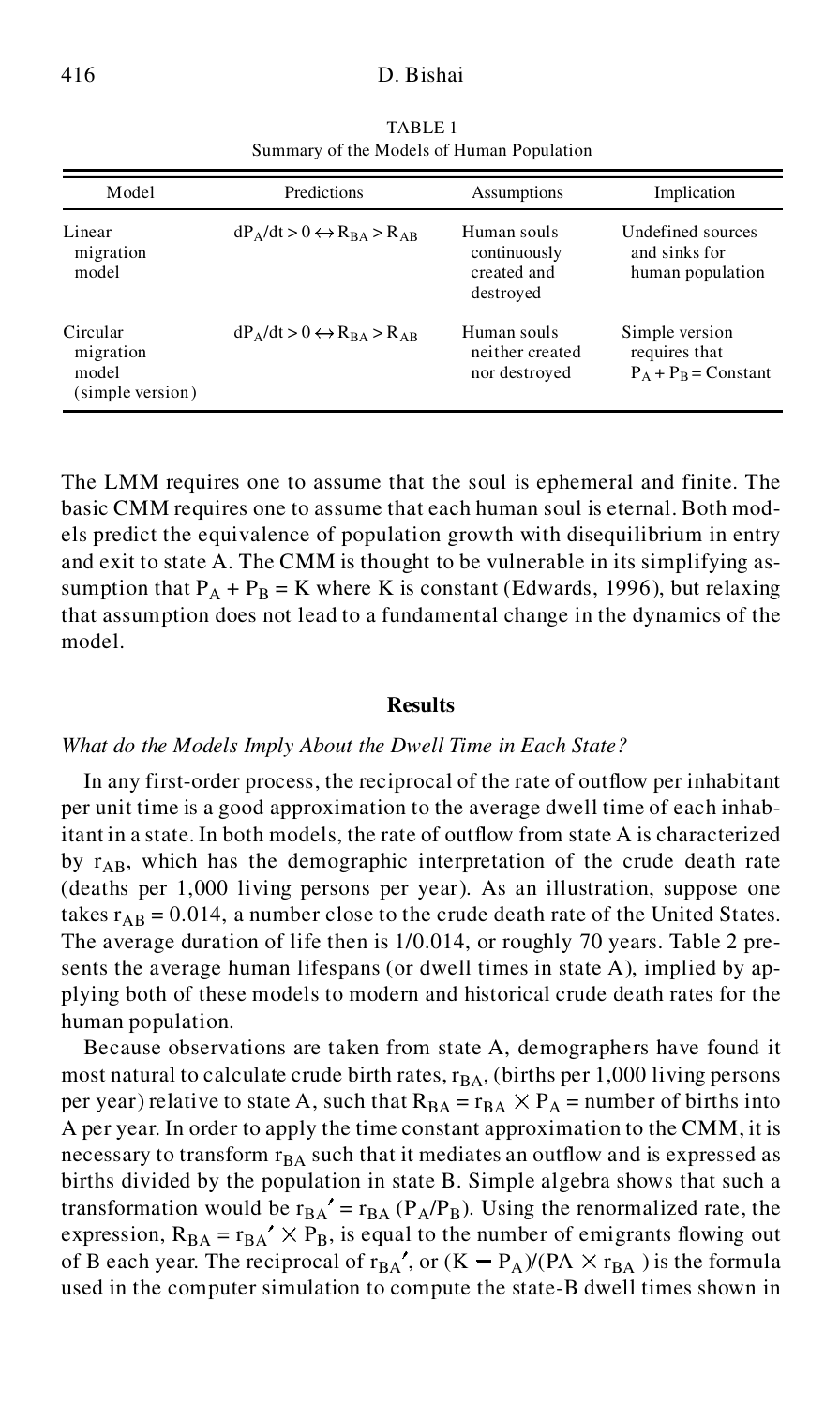TABLE 1
Summary of the Models of Human Population

| Model | Predictions | Assumptions | Implication |
| --- | --- | --- | --- |
| Linear migration model | $dP_A/dt > 0 \leftrightarrow R_{BA} > R_{AB}$ | Human souls continuously created and destroyed | Undefined sources and sinks for human population |
| Circular migration model (simple version) | $dP_A/dt > 0 \leftrightarrow R_{BA} > R_{AB}$ | Human souls neither created nor destroyed | Simple version requires that $P_A + P_B = \text{Constant}$ |

The LMM requires one to assume that the soul is ephemeral and finite. The basic CMM requires one to assume that each human soul is eternal. Both models predict the equivalence of population growth with disequilibrium in entry and exit to state A. The CMM is thought to be vulnerable in its simplifying assumption that $P_A + P_B = K$ where K is constant (Edwards, 1996), but relaxing that assumption does not lead to a fundamental change in the dynamics of the model.

## Results

### *What do the Models Imply About the Dwell Time in Each State?*

In any first-order process, the reciprocal of the rate of outflow per inhabitant per unit time is a good approximation to the average dwell time of each inhabitant in a state. In both models, the rate of outflow from state A is characterized by $r_{AB}$, which has the demographic interpretation of the crude death rate (deaths per 1,000 living persons per year). As an illustration, suppose one takes $r_{AB} = 0.014$, a number close to the crude death rate of the United States. The average duration of life then is 1/0.014, or roughly 70 years. Table 2 presents the average human lifespans (or dwell times in state A), implied by applying both of these models to modern and historical crude death rates for the human population.

Because observations are taken from state A, demographers have found it most natural to calculate crude birth rates, $r_{BA}$, (births per 1,000 living persons per year) relative to state A, such that $R_{BA} = r_{BA} \times P_A$ = number of births into A per year. In order to apply the time constant approximation to the CMM, it is necessary to transform $r_{BA}$ such that it mediates an outflow and is expressed as births divided by the population in state B. Simple algebra shows that such a transformation would be $r_{BA}{}' = r_{BA}\,(P_A/P_B)$. Using the renormalized rate, the expression, $R_{BA} = r_{BA}{}' \times P_B$, is equal to the number of emigrants flowing out of B each year. The reciprocal of $r_{BA}{}'$, or $(K - P_A)/(PA \times r_{BA})$ is the formula used in the computer simulation to compute the state-B dwell times shown in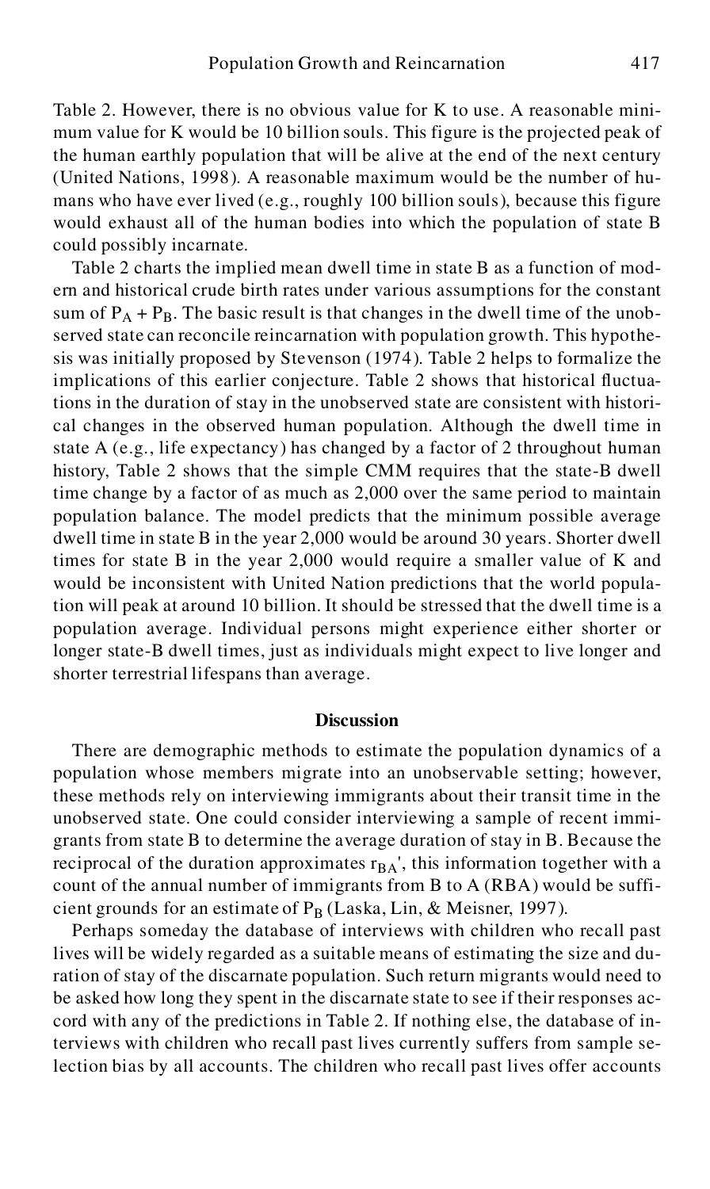Table 2. However, there is no obvious value for K to use. A reasonable minimum value for K would be 10 billion souls. This figure is the projected peak of the human earthly population that will be alive at the end of the next century (United Nations, 1998). A reasonable maximum would be the number of humans who have ever lived (e.g., roughly 100 billion souls), because this figure would exhaust all of the human bodies into which the population of state B could possibly incarnate.

Table 2 charts the implied mean dwell time in state B as a function of modern and historical crude birth rates under various assumptions for the constant sum of $P_A + P_B$. The basic result is that changes in the dwell time of the unobserved state can reconcile reincarnation with population growth. This hypothesis was initially proposed by Stevenson (1974). Table 2 helps to formalize the implications of this earlier conjecture. Table 2 shows that historical fluctuations in the duration of stay in the unobserved state are consistent with historical changes in the observed human population. Although the dwell time in state A (e.g., life expectancy) has changed by a factor of 2 throughout human history, Table 2 shows that the simple CMM requires that the state-B dwell time change by a factor of as much as 2,000 over the same period to maintain population balance. The model predicts that the minimum possible average dwell time in state B in the year 2,000 would be around 30 years. Shorter dwell times for state B in the year 2,000 would require a smaller value of K and would be inconsistent with United Nation predictions that the world population will peak at around 10 billion. It should be stressed that the dwell time is a population average. Individual persons might experience either shorter or longer state-B dwell times, just as individuals might expect to live longer and shorter terrestrial lifespans than average.

## Discussion

There are demographic methods to estimate the population dynamics of a population whose members migrate into an unobservable setting; however, these methods rely on interviewing immigrants about their transit time in the unobserved state. One could consider interviewing a sample of recent immigrants from state B to determine the average duration of stay in B. Because the reciprocal of the duration approximates $r_{BA}'$, this information together with a count of the annual number of immigrants from B to A (RBA) would be sufficient grounds for an estimate of $P_B$ (Laska, Lin, & Meisner, 1997).

Perhaps someday the database of interviews with children who recall past lives will be widely regarded as a suitable means of estimating the size and duration of stay of the discarnate population. Such return migrants would need to be asked how long they spent in the discarnate state to see if their responses accord with any of the predictions in Table 2. If nothing else, the database of interviews with children who recall past lives currently suffers from sample selection bias by all accounts. The children who recall past lives offer accounts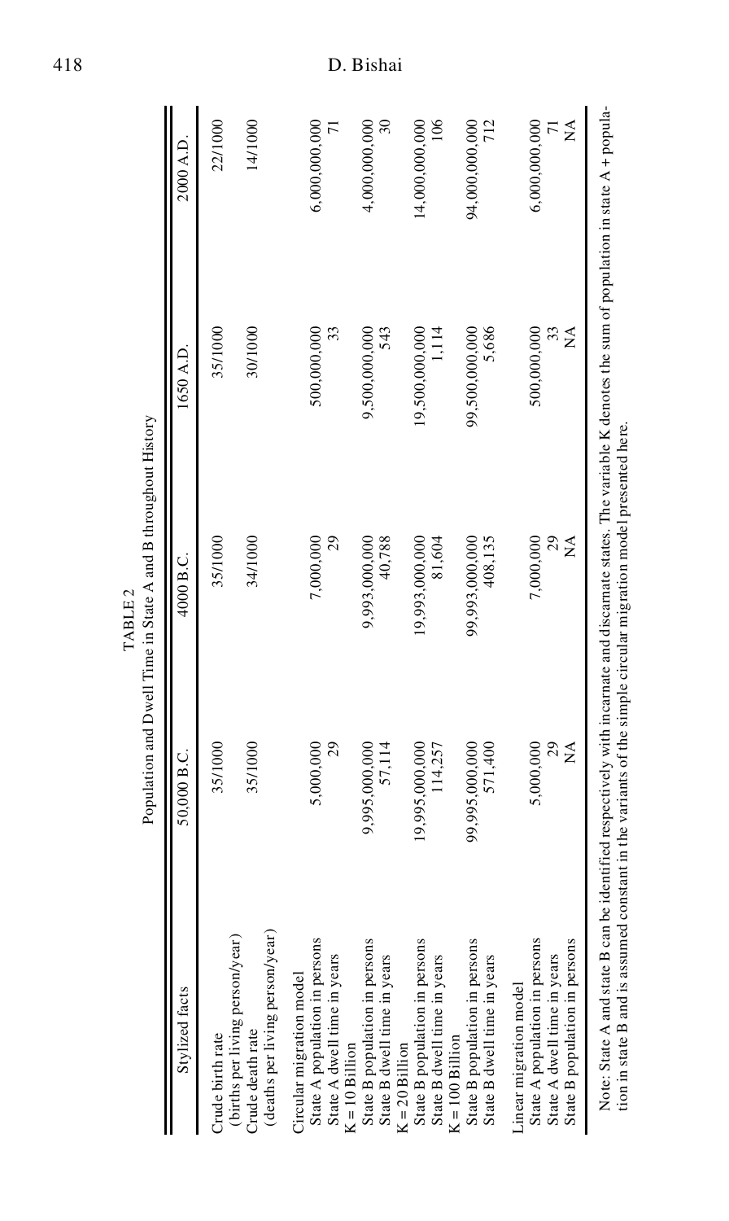TABLE 2

Population and Dwell Time in State A and B throughout History

| Stylized facts | 50,000 B.C. | 4000 B.C. | 1650 A.D. | 2000 A.D. |
|---|---|---|---|---|
| Crude birth rate (births per living person/year) | 35/1000 | 35/1000 | 35/1000 | 22/1000 |
| Crude death rate (deaths per living person/year) | 35/1000 | 34/1000 | 30/1000 | 14/1000 |
| Circular migration model | | | | |
| State A population in persons | 5,000,000 | 7,000,000 | 500,000,000 | 6,000,000,000 |
| State A dwell time in years | 29 | 29 | 33 | 71 |
| K = 10 Billion | | | | |
| State B population in persons | 9,995,000,000 | 9,993,000,000 | 9,500,000,000 | 4,000,000,000 |
| State B dwell time in years | 57,114 | 40,788 | 543 | 30 |
| K = 20 Billion | | | | |
| State B population in persons | 19,995,000,000 | 19,993,000,000 | 19,500,000,000 | 14,000,000,000 |
| State B dwell time in years | 114,257 | 81,604 | 1,114 | 106 |
| K = 100 Billion | | | | |
| State B population in persons | 99,995,000,000 | 99,993,000,000 | 99,500,000,000 | 94,000,000,000 |
| State B dwell time in years | 571,400 | 408,135 | 5,686 | 712 |
| Linear migration model | | | | |
| State A population in persons | 5,000,000 | 7,000,000 | 500,000,000 | 6,000,000,000 |
| State A dwell time in years | 29 | 29 | 33 | 71 |
| State B population in persons | NA | NA | NA | NA |

Note: State A and state B can be identified respectively with incarnate and discarnate states. The variable K denotes the sum of population in state A + population in state B and is assumed constant in the variants of the simple circular migration model presented here.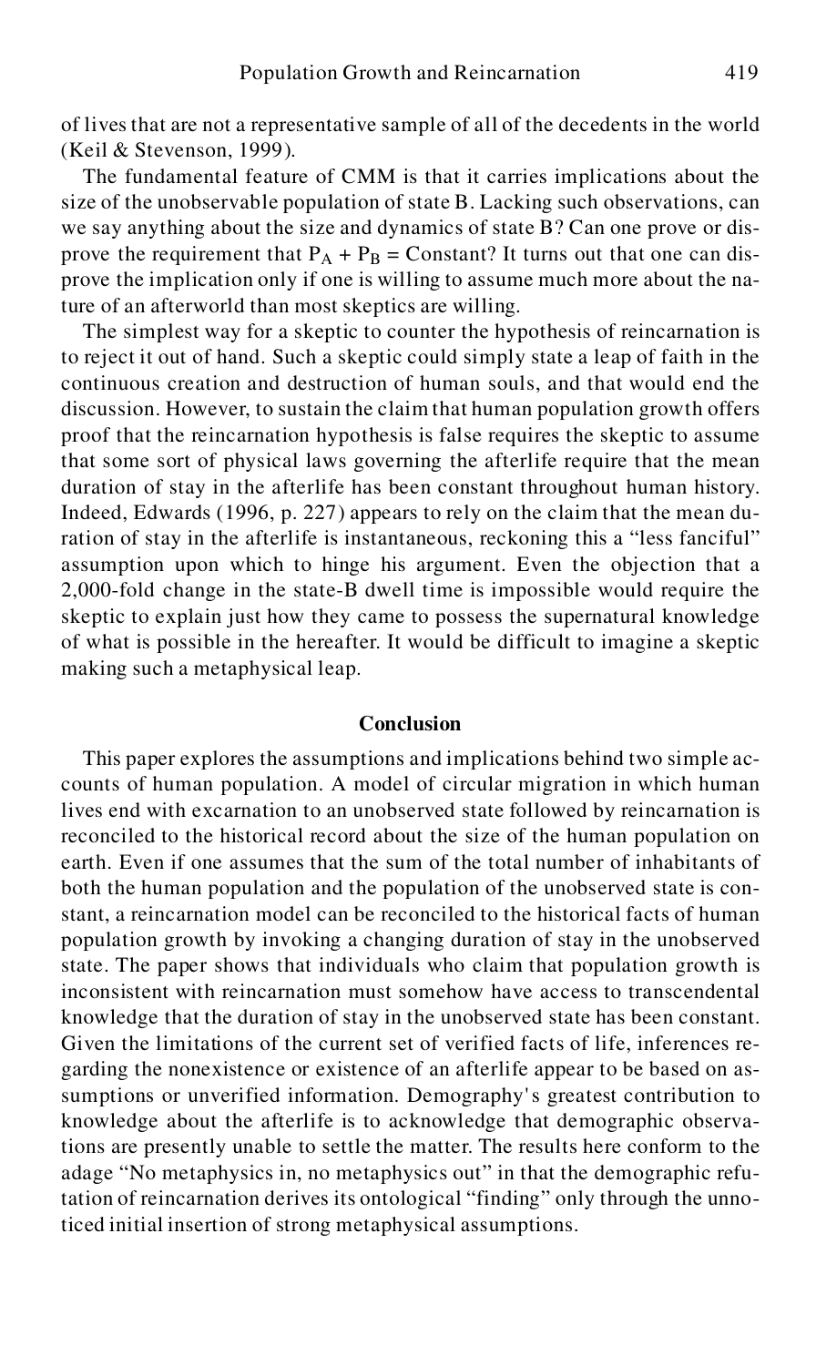of lives that are not a representative sample of all of the decedents in the world (Keil & Stevenson, 1999).

The fundamental feature of CMM is that it carries implications about the size of the unobservable population of state B. Lacking such observations, can we say anything about the size and dynamics of state B? Can one prove or disprove the requirement that $P_A + P_B = \text{Constant}$? It turns out that one can disprove the implication only if one is willing to assume much more about the nature of an afterworld than most skeptics are willing.

The simplest way for a skeptic to counter the hypothesis of reincarnation is to reject it out of hand. Such a skeptic could simply state a leap of faith in the continuous creation and destruction of human souls, and that would end the discussion. However, to sustain the claim that human population growth offers proof that the reincarnation hypothesis is false requires the skeptic to assume that some sort of physical laws governing the afterlife require that the mean duration of stay in the afterlife has been constant throughout human history. Indeed, Edwards (1996, p. 227) appears to rely on the claim that the mean duration of stay in the afterlife is instantaneous, reckoning this a "less fanciful" assumption upon which to hinge his argument. Even the objection that a 2,000-fold change in the state-B dwell time is impossible would require the skeptic to explain just how they came to possess the supernatural knowledge of what is possible in the hereafter. It would be difficult to imagine a skeptic making such a metaphysical leap.

## Conclusion

This paper explores the assumptions and implications behind two simple accounts of human population. A model of circular migration in which human lives end with excarnation to an unobserved state followed by reincarnation is reconciled to the historical record about the size of the human population on earth. Even if one assumes that the sum of the total number of inhabitants of both the human population and the population of the unobserved state is constant, a reincarnation model can be reconciled to the historical facts of human population growth by invoking a changing duration of stay in the unobserved state. The paper shows that individuals who claim that population growth is inconsistent with reincarnation must somehow have access to transcendental knowledge that the duration of stay in the unobserved state has been constant. Given the limitations of the current set of verified facts of life, inferences regarding the nonexistence or existence of an afterlife appear to be based on assumptions or unverified information. Demography's greatest contribution to knowledge about the afterlife is to acknowledge that demographic observations are presently unable to settle the matter. The results here conform to the adage "No metaphysics in, no metaphysics out" in that the demographic refutation of reincarnation derives its ontological "finding" only through the unnoticed initial insertion of strong metaphysical assumptions.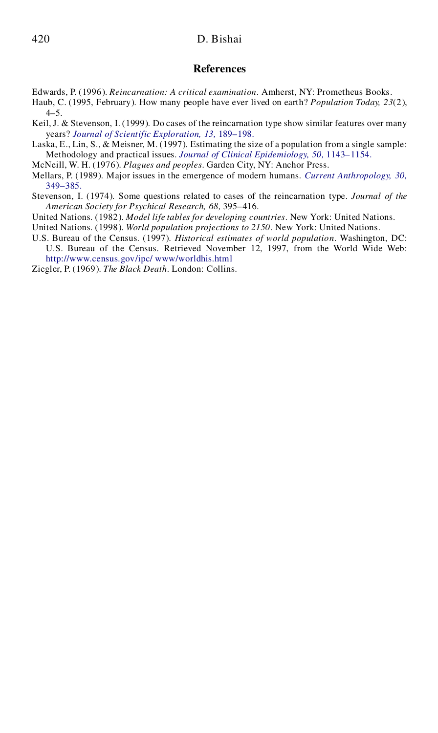## References

Edwards, P. (1996). *Reincarnation: A critical examination*. Amherst, NY: Prometheus Books.

Haub, C. (1995, February). How many people have ever lived on earth? *Population Today, 23*(2), 4–5.

Keil, J. & Stevenson, I. (1999). Do cases of the reincarnation type show similar features over many years? *Journal of Scientific Exploration, 13,* 189–198.

Laska, E., Lin, S., & Meisner, M. (1997). Estimating the size of a population from a single sample: Methodology and practical issues. *Journal of Clinical Epidemiology, 50,* 1143–1154.

McNeill, W. H. (1976). *Plagues and peoples*. Garden City, NY: Anchor Press.

Mellars, P. (1989). Major issues in the emergence of modern humans. *Current Anthropology, 30,* 349–385.

Stevenson, I. (1974). Some questions related to cases of the reincarnation type. *Journal of the American Society for Psychical Research, 68,* 395–416.

United Nations. (1982). *Model life tables for developing countries*. New York: United Nations.

United Nations. (1998). *World population projections to 2150*. New York: United Nations.

U.S. Bureau of the Census. (1997). *Historical estimates of world population*. Washington, DC: U.S. Bureau of the Census. Retrieved November 12, 1997, from the World Wide Web: http://www.census.gov/ipc/ www/worldhis.html

Ziegler, P. (1969). *The Black Death*. London: Collins.